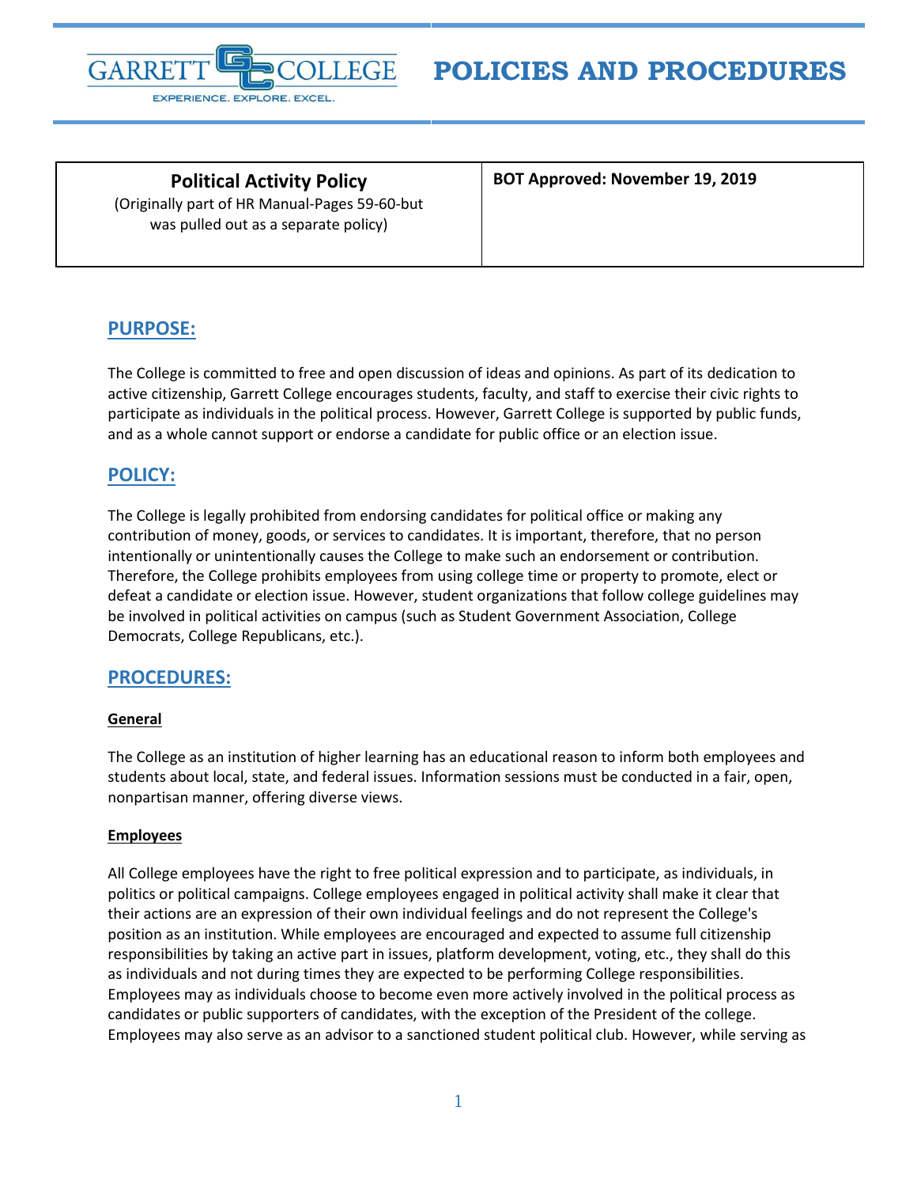# POLICIES AND PROCEDURES

| **Political Activity Policy** (Originally part of HR Manual-Pages 59-60-but was pulled out as a separate policy) | **BOT Approved: November 19, 2019** |
| --- | --- |

## PURPOSE:

The College is committed to free and open discussion of ideas and opinions. As part of its dedication to active citizenship, Garrett College encourages students, faculty, and staff to exercise their civic rights to participate as individuals in the political process. However, Garrett College is supported by public funds, and as a whole cannot support or endorse a candidate for public office or an election issue.

## POLICY:

The College is legally prohibited from endorsing candidates for political office or making any contribution of money, goods, or services to candidates. It is important, therefore, that no person intentionally or unintentionally causes the College to make such an endorsement or contribution. Therefore, the College prohibits employees from using college time or property to promote, elect or defeat a candidate or election issue. However, student organizations that follow college guidelines may be involved in political activities on campus (such as Student Government Association, College Democrats, College Republicans, etc.).

## PROCEDURES:

### General

The College as an institution of higher learning has an educational reason to inform both employees and students about local, state, and federal issues. Information sessions must be conducted in a fair, open, nonpartisan manner, offering diverse views.

### Employees

All College employees have the right to free political expression and to participate, as individuals, in politics or political campaigns. College employees engaged in political activity shall make it clear that their actions are an expression of their own individual feelings and do not represent the College's position as an institution. While employees are encouraged and expected to assume full citizenship responsibilities by taking an active part in issues, platform development, voting, etc., they shall do this as individuals and not during times they are expected to be performing College responsibilities. Employees may as individuals choose to become even more actively involved in the political process as candidates or public supporters of candidates, with the exception of the President of the college. Employees may also serve as an advisor to a sanctioned student political club. However, while serving as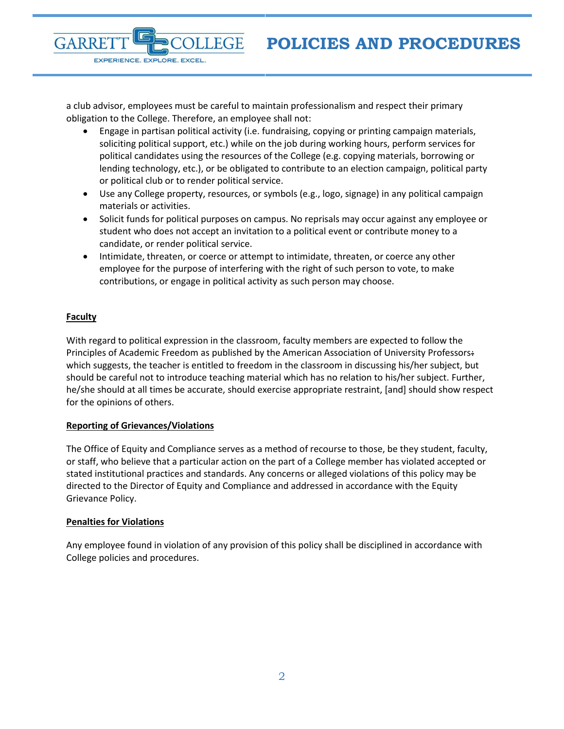a club advisor, employees must be careful to maintain professionalism and respect their primary obligation to the College. Therefore, an employee shall not:

- Engage in partisan political activity (i.e. fundraising, copying or printing campaign materials, soliciting political support, etc.) while on the job during working hours, perform services for political candidates using the resources of the College (e.g. copying materials, borrowing or lending technology, etc.), or be obligated to contribute to an election campaign, political party or political club or to render political service.
- Use any College property, resources, or symbols (e.g., logo, signage) in any political campaign materials or activities.
- Solicit funds for political purposes on campus. No reprisals may occur against any employee or student who does not accept an invitation to a political event or contribute money to a candidate, or render political service.
- Intimidate, threaten, or coerce or attempt to intimidate, threaten, or coerce any other employee for the purpose of interfering with the right of such person to vote, to make contributions, or engage in political activity as such person may choose.

**Faculty**

With regard to political expression in the classroom, faculty members are expected to follow the Principles of Academic Freedom as published by the American Association of University Professors: which suggests, the teacher is entitled to freedom in the classroom in discussing his/her subject, but should be careful not to introduce teaching material which has no relation to his/her subject. Further, he/she should at all times be accurate, should exercise appropriate restraint, [and] should show respect for the opinions of others.

**Reporting of Grievances/Violations**

The Office of Equity and Compliance serves as a method of recourse to those, be they student, faculty, or staff, who believe that a particular action on the part of a College member has violated accepted or stated institutional practices and standards. Any concerns or alleged violations of this policy may be directed to the Director of Equity and Compliance and addressed in accordance with the Equity Grievance Policy.

**Penalties for Violations**

Any employee found in violation of any provision of this policy shall be disciplined in accordance with College policies and procedures.